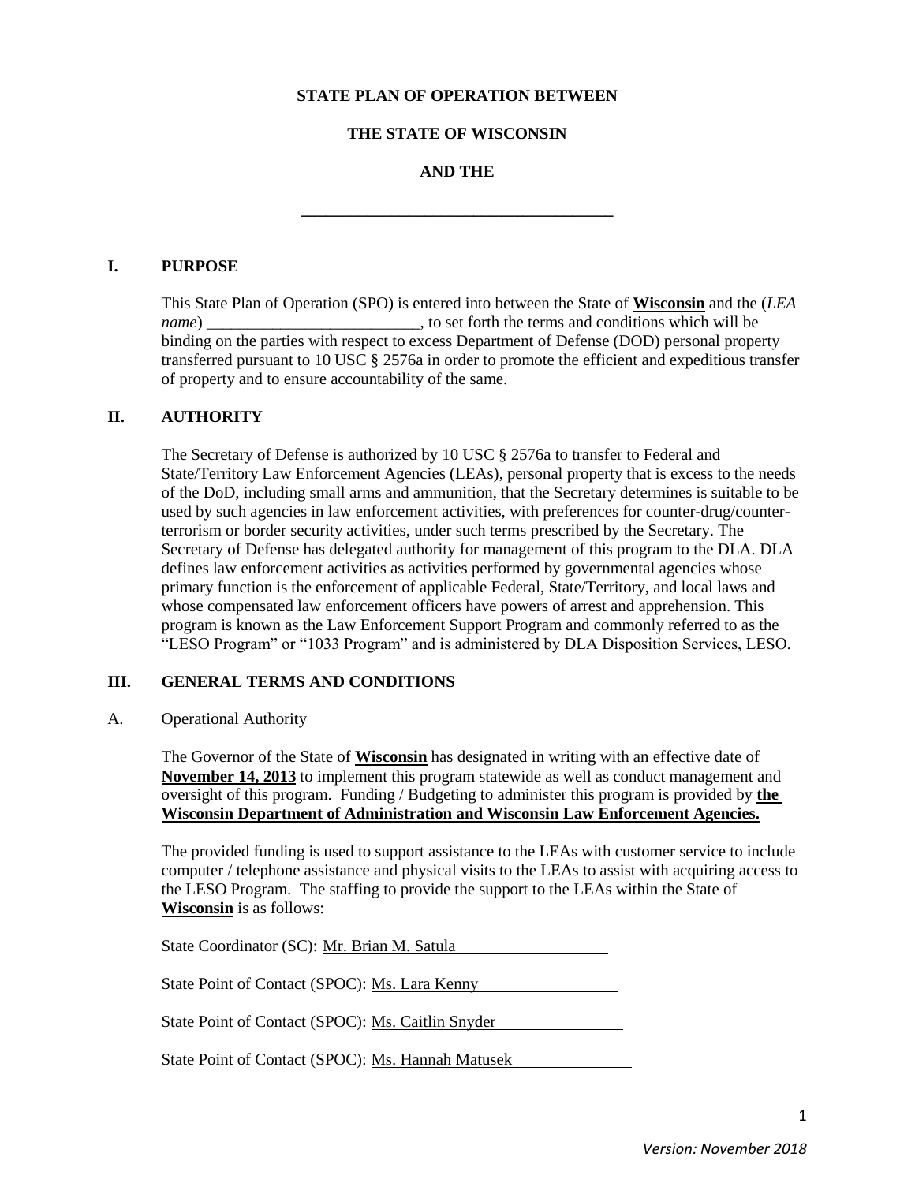**STATE PLAN OF OPERATION BETWEEN**

**THE STATE OF WISCONSIN**

**AND THE**

**\_\_\_\_\_\_\_\_\_\_\_\_\_\_\_\_\_\_\_\_\_\_\_\_\_\_\_\_\_\_\_\_\_\_\_\_\_\_\_**

## I. PURPOSE

This State Plan of Operation (SPO) is entered into between the State of **Wisconsin** and the (*LEA name*) \_\_\_\_\_\_\_\_\_\_\_\_\_\_\_\_\_\_\_\_\_\_\_\_\_\_, to set forth the terms and conditions which will be binding on the parties with respect to excess Department of Defense (DOD) personal property transferred pursuant to 10 USC § 2576a in order to promote the efficient and expeditious transfer of property and to ensure accountability of the same.

## II. AUTHORITY

The Secretary of Defense is authorized by 10 USC § 2576a to transfer to Federal and State/Territory Law Enforcement Agencies (LEAs), personal property that is excess to the needs of the DoD, including small arms and ammunition, that the Secretary determines is suitable to be used by such agencies in law enforcement activities, with preferences for counter-drug/counter-terrorism or border security activities, under such terms prescribed by the Secretary. The Secretary of Defense has delegated authority for management of this program to the DLA. DLA defines law enforcement activities as activities performed by governmental agencies whose primary function is the enforcement of applicable Federal, State/Territory, and local laws and whose compensated law enforcement officers have powers of arrest and apprehension. This program is known as the Law Enforcement Support Program and commonly referred to as the "LESO Program" or "1033 Program" and is administered by DLA Disposition Services, LESO.

## III. GENERAL TERMS AND CONDITIONS

A. Operational Authority

The Governor of the State of **Wisconsin** has designated in writing with an effective date of **November 14, 2013** to implement this program statewide as well as conduct management and oversight of this program. Funding / Budgeting to administer this program is provided by **the Wisconsin Department of Administration and Wisconsin Law Enforcement Agencies.**

The provided funding is used to support assistance to the LEAs with customer service to include computer / telephone assistance and physical visits to the LEAs to assist with acquiring access to the LESO Program. The staffing to provide the support to the LEAs within the State of **Wisconsin** is as follows:

State Coordinator (SC): Mr. Brian M. Satula

State Point of Contact (SPOC): Ms. Lara Kenny

State Point of Contact (SPOC): Ms. Caitlin Snyder

State Point of Contact (SPOC): Ms. Hannah Matusek

*Version: November 2018*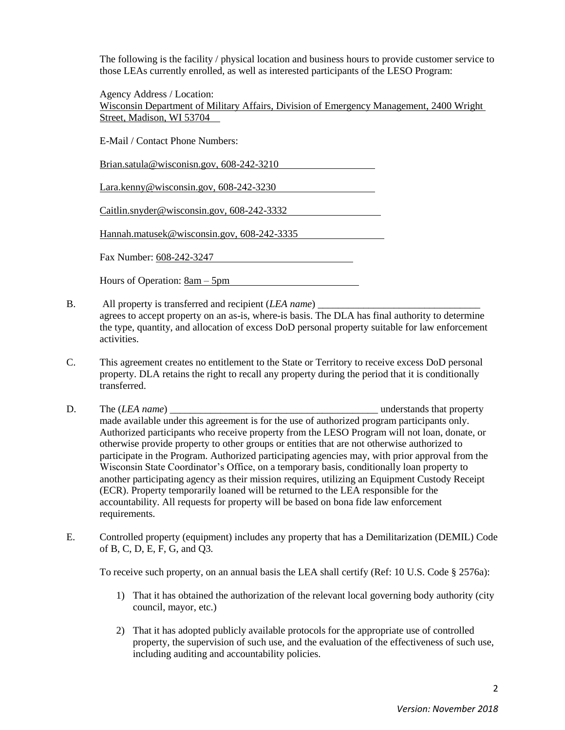The following is the facility / physical location and business hours to provide customer service to those LEAs currently enrolled, as well as interested participants of the LESO Program:

Agency Address / Location:
Wisconsin Department of Military Affairs, Division of Emergency Management, 2400 Wright Street, Madison, WI 53704

E-Mail / Contact Phone Numbers:

Brian.satula@wisconisn.gov, 608-242-3210

Lara.kenny@wisconsin.gov, 608-242-3230

Caitlin.snyder@wisconsin.gov, 608-242-3332

Hannah.matusek@wisconsin.gov, 608-242-3335

Fax Number: 608-242-3247

Hours of Operation: 8am – 5pm

B. All property is transferred and recipient (*LEA name*) _________________________________ agrees to accept property on an as-is, where-is basis. The DLA has final authority to determine the type, quantity, and allocation of excess DoD personal property suitable for law enforcement activities.

C. This agreement creates no entitlement to the State or Territory to receive excess DoD personal property. DLA retains the right to recall any property during the period that it is conditionally transferred.

D. The (*LEA name*) __________________________________________ understands that property made available under this agreement is for the use of authorized program participants only. Authorized participants who receive property from the LESO Program will not loan, donate, or otherwise provide property to other groups or entities that are not otherwise authorized to participate in the Program. Authorized participating agencies may, with prior approval from the Wisconsin State Coordinator's Office, on a temporary basis, conditionally loan property to another participating agency as their mission requires, utilizing an Equipment Custody Receipt (ECR). Property temporarily loaned will be returned to the LEA responsible for the accountability. All requests for property will be based on bona fide law enforcement requirements.

E. Controlled property (equipment) includes any property that has a Demilitarization (DEMIL) Code of B, C, D, E, F, G, and Q3.

To receive such property, on an annual basis the LEA shall certify (Ref: 10 U.S. Code § 2576a):

1) That it has obtained the authorization of the relevant local governing body authority (city council, mayor, etc.)

2) That it has adopted publicly available protocols for the appropriate use of controlled property, the supervision of such use, and the evaluation of the effectiveness of such use, including auditing and accountability policies.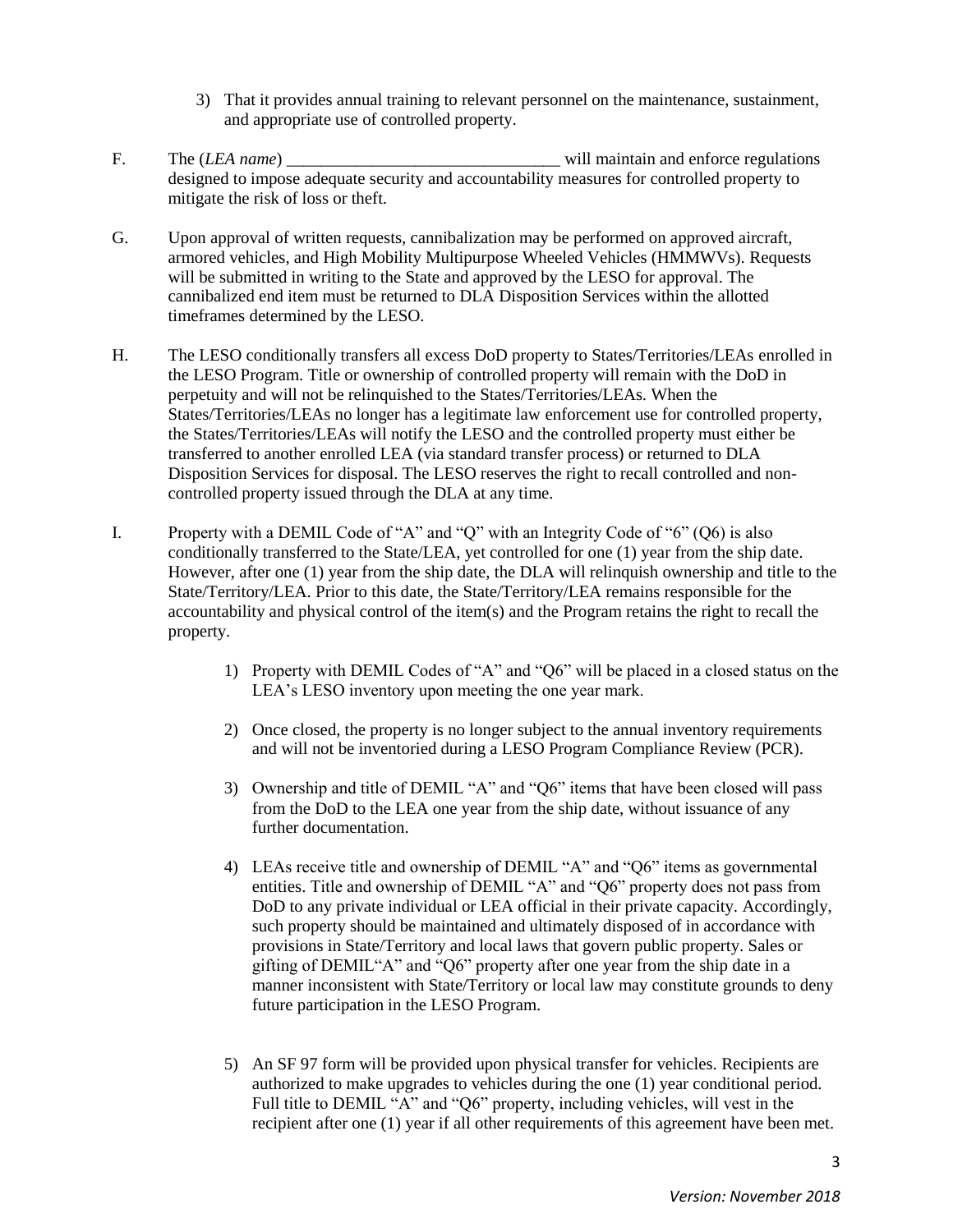3) That it provides annual training to relevant personnel on the maintenance, sustainment, and appropriate use of controlled property.

F. The (*LEA name*) ________________________________ will maintain and enforce regulations designed to impose adequate security and accountability measures for controlled property to mitigate the risk of loss or theft.

G. Upon approval of written requests, cannibalization may be performed on approved aircraft, armored vehicles, and High Mobility Multipurpose Wheeled Vehicles (HMMWVs). Requests will be submitted in writing to the State and approved by the LESO for approval. The cannibalized end item must be returned to DLA Disposition Services within the allotted timeframes determined by the LESO.

H. The LESO conditionally transfers all excess DoD property to States/Territories/LEAs enrolled in the LESO Program. Title or ownership of controlled property will remain with the DoD in perpetuity and will not be relinquished to the States/Territories/LEAs. When the States/Territories/LEAs no longer has a legitimate law enforcement use for controlled property, the States/Territories/LEAs will notify the LESO and the controlled property must either be transferred to another enrolled LEA (via standard transfer process) or returned to DLA Disposition Services for disposal. The LESO reserves the right to recall controlled and non-controlled property issued through the DLA at any time.

I. Property with a DEMIL Code of "A" and "Q" with an Integrity Code of "6" (Q6) is also conditionally transferred to the State/LEA, yet controlled for one (1) year from the ship date. However, after one (1) year from the ship date, the DLA will relinquish ownership and title to the State/Territory/LEA. Prior to this date, the State/Territory/LEA remains responsible for the accountability and physical control of the item(s) and the Program retains the right to recall the property.

1) Property with DEMIL Codes of "A" and "Q6" will be placed in a closed status on the LEA's LESO inventory upon meeting the one year mark.

2) Once closed, the property is no longer subject to the annual inventory requirements and will not be inventoried during a LESO Program Compliance Review (PCR).

3) Ownership and title of DEMIL "A" and "Q6" items that have been closed will pass from the DoD to the LEA one year from the ship date, without issuance of any further documentation.

4) LEAs receive title and ownership of DEMIL "A" and "Q6" items as governmental entities. Title and ownership of DEMIL "A" and "Q6" property does not pass from DoD to any private individual or LEA official in their private capacity. Accordingly, such property should be maintained and ultimately disposed of in accordance with provisions in State/Territory and local laws that govern public property. Sales or gifting of DEMIL"A" and "Q6" property after one year from the ship date in a manner inconsistent with State/Territory or local law may constitute grounds to deny future participation in the LESO Program.

5) An SF 97 form will be provided upon physical transfer for vehicles. Recipients are authorized to make upgrades to vehicles during the one (1) year conditional period. Full title to DEMIL "A" and "Q6" property, including vehicles, will vest in the recipient after one (1) year if all other requirements of this agreement have been met.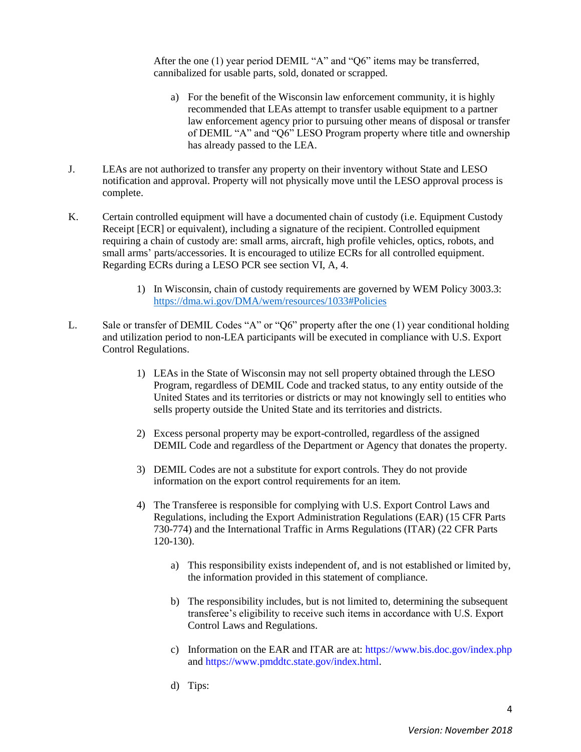After the one (1) year period DEMIL "A" and "Q6" items may be transferred, cannibalized for usable parts, sold, donated or scrapped.

a) For the benefit of the Wisconsin law enforcement community, it is highly recommended that LEAs attempt to transfer usable equipment to a partner law enforcement agency prior to pursuing other means of disposal or transfer of DEMIL "A" and "Q6" LESO Program property where title and ownership has already passed to the LEA.

J. LEAs are not authorized to transfer any property on their inventory without State and LESO notification and approval. Property will not physically move until the LESO approval process is complete.

K. Certain controlled equipment will have a documented chain of custody (i.e. Equipment Custody Receipt [ECR] or equivalent), including a signature of the recipient. Controlled equipment requiring a chain of custody are: small arms, aircraft, high profile vehicles, optics, robots, and small arms' parts/accessories. It is encouraged to utilize ECRs for all controlled equipment. Regarding ECRs during a LESO PCR see section VI, A, 4.

1) In Wisconsin, chain of custody requirements are governed by WEM Policy 3003.3: https://dma.wi.gov/DMA/wem/resources/1033#Policies

L. Sale or transfer of DEMIL Codes "A" or "Q6" property after the one (1) year conditional holding and utilization period to non-LEA participants will be executed in compliance with U.S. Export Control Regulations.

1) LEAs in the State of Wisconsin may not sell property obtained through the LESO Program, regardless of DEMIL Code and tracked status, to any entity outside of the United States and its territories or districts or may not knowingly sell to entities who sells property outside the United State and its territories and districts.

2) Excess personal property may be export-controlled, regardless of the assigned DEMIL Code and regardless of the Department or Agency that donates the property.

3) DEMIL Codes are not a substitute for export controls. They do not provide information on the export control requirements for an item.

4) The Transferee is responsible for complying with U.S. Export Control Laws and Regulations, including the Export Administration Regulations (EAR) (15 CFR Parts 730-774) and the International Traffic in Arms Regulations (ITAR) (22 CFR Parts 120-130).

a) This responsibility exists independent of, and is not established or limited by, the information provided in this statement of compliance.

b) The responsibility includes, but is not limited to, determining the subsequent transferee's eligibility to receive such items in accordance with U.S. Export Control Laws and Regulations.

c) Information on the EAR and ITAR are at: https://www.bis.doc.gov/index.php and https://www.pmddtc.state.gov/index.html.

d) Tips: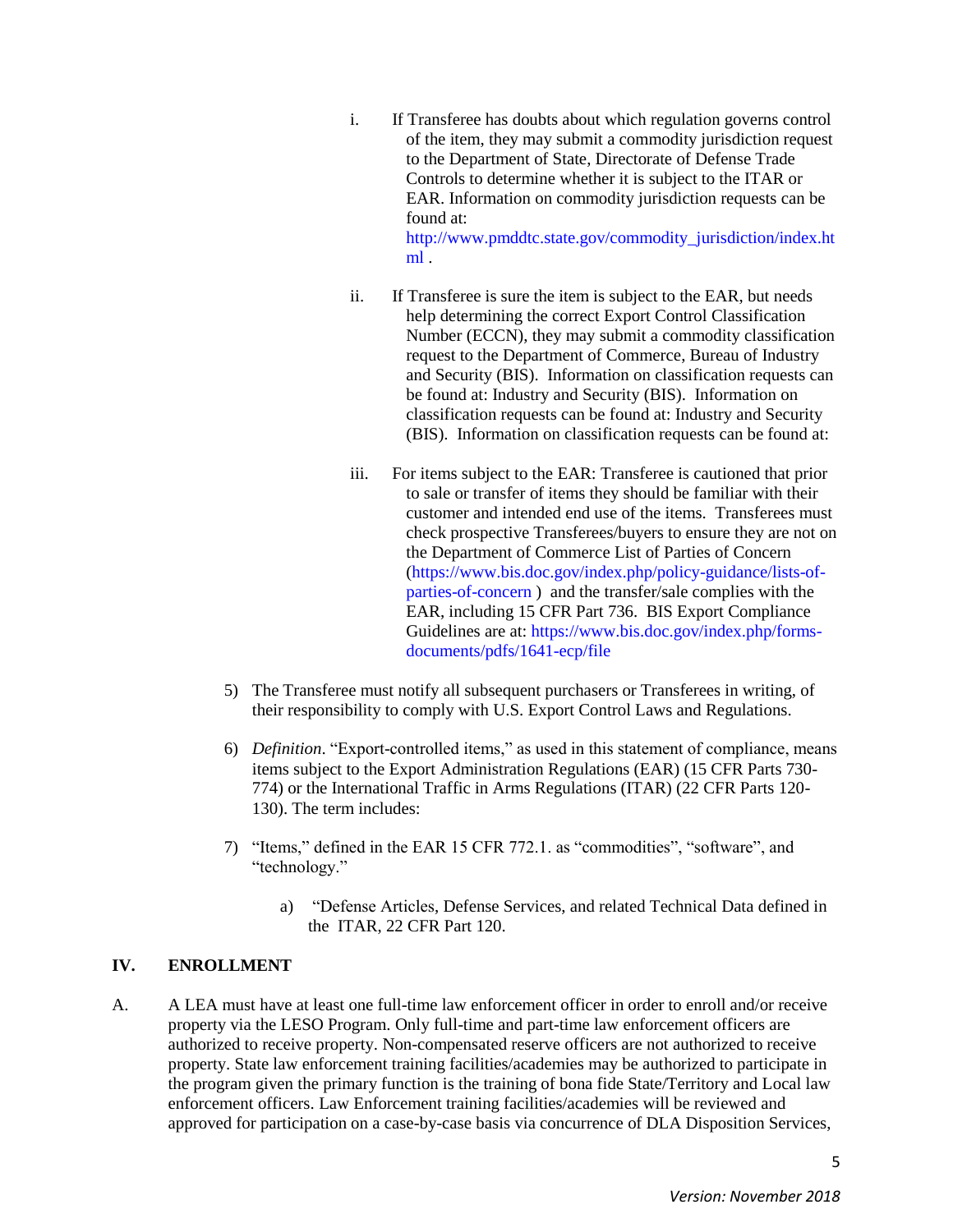i. If Transferee has doubts about which regulation governs control of the item, they may submit a commodity jurisdiction request to the Department of State, Directorate of Defense Trade Controls to determine whether it is subject to the ITAR or EAR. Information on commodity jurisdiction requests can be found at: http://www.pmddtc.state.gov/commodity_jurisdiction/index.html .

ii. If Transferee is sure the item is subject to the EAR, but needs help determining the correct Export Control Classification Number (ECCN), they may submit a commodity classification request to the Department of Commerce, Bureau of Industry and Security (BIS). Information on classification requests can be found at: Industry and Security (BIS). Information on classification requests can be found at: Industry and Security (BIS). Information on classification requests can be found at:

iii. For items subject to the EAR: Transferee is cautioned that prior to sale or transfer of items they should be familiar with their customer and intended end use of the items. Transferees must check prospective Transferees/buyers to ensure they are not on the Department of Commerce List of Parties of Concern (https://www.bis.doc.gov/index.php/policy-guidance/lists-of-parties-of-concern ) and the transfer/sale complies with the EAR, including 15 CFR Part 736. BIS Export Compliance Guidelines are at: https://www.bis.doc.gov/index.php/forms-documents/pdfs/1641-ecp/file

5) The Transferee must notify all subsequent purchasers or Transferees in writing, of their responsibility to comply with U.S. Export Control Laws and Regulations.

6) *Definition*. "Export-controlled items," as used in this statement of compliance, means items subject to the Export Administration Regulations (EAR) (15 CFR Parts 730-774) or the International Traffic in Arms Regulations (ITAR) (22 CFR Parts 120-130). The term includes:

7) "Items," defined in the EAR 15 CFR 772.1. as "commodities", "software", and "technology."

   a) "Defense Articles, Defense Services, and related Technical Data defined in the ITAR, 22 CFR Part 120.

## IV. ENROLLMENT

A. A LEA must have at least one full-time law enforcement officer in order to enroll and/or receive property via the LESO Program. Only full-time and part-time law enforcement officers are authorized to receive property. Non-compensated reserve officers are not authorized to receive property. State law enforcement training facilities/academies may be authorized to participate in the program given the primary function is the training of bona fide State/Territory and Local law enforcement officers. Law Enforcement training facilities/academies will be reviewed and approved for participation on a case-by-case basis via concurrence of DLA Disposition Services,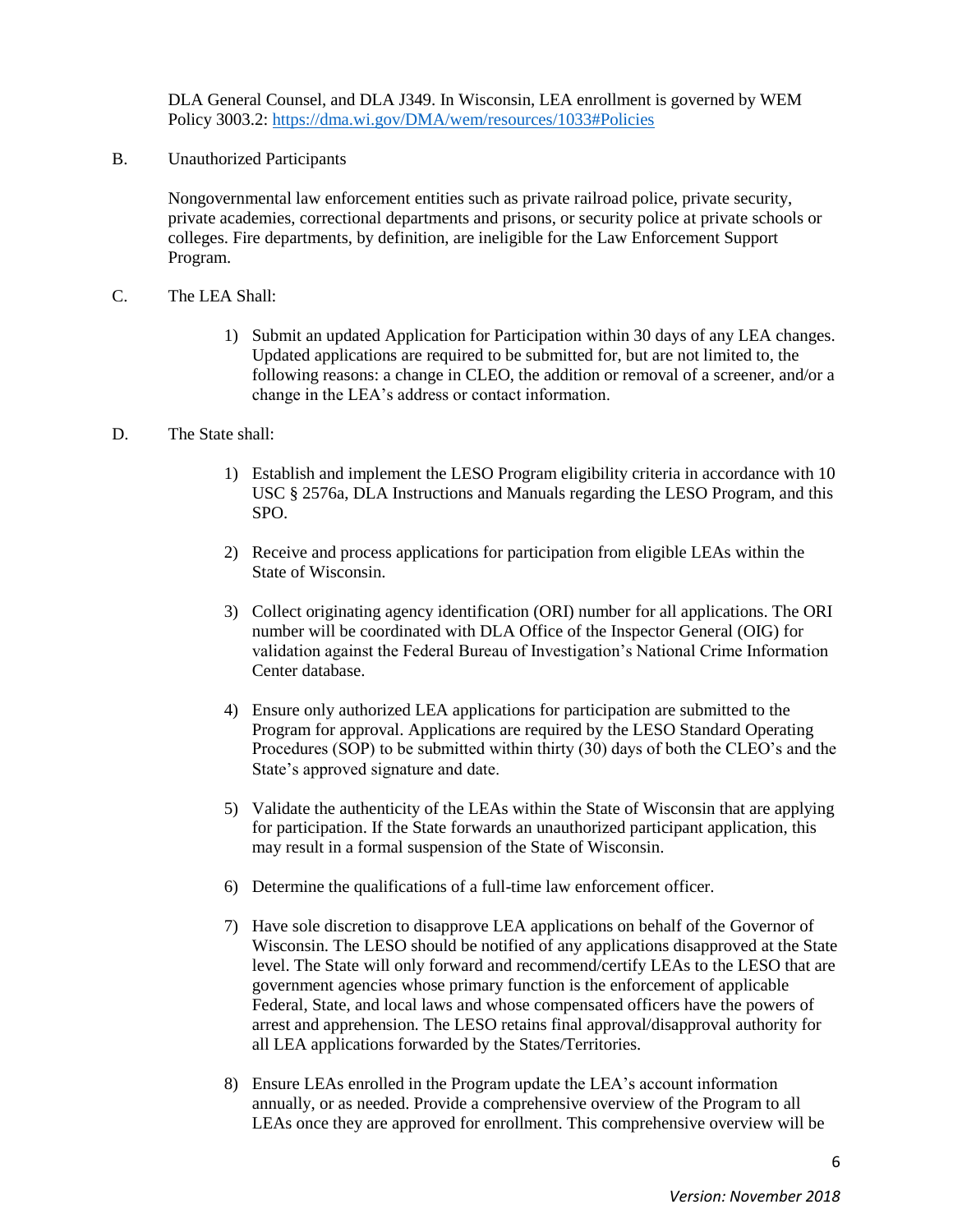DLA General Counsel, and DLA J349. In Wisconsin, LEA enrollment is governed by WEM Policy 3003.2: https://dma.wi.gov/DMA/wem/resources/1033#Policies

B. Unauthorized Participants

Nongovernmental law enforcement entities such as private railroad police, private security, private academies, correctional departments and prisons, or security police at private schools or colleges. Fire departments, by definition, are ineligible for the Law Enforcement Support Program.

C. The LEA Shall:

1) Submit an updated Application for Participation within 30 days of any LEA changes. Updated applications are required to be submitted for, but are not limited to, the following reasons: a change in CLEO, the addition or removal of a screener, and/or a change in the LEA's address or contact information.

D. The State shall:

1) Establish and implement the LESO Program eligibility criteria in accordance with 10 USC § 2576a, DLA Instructions and Manuals regarding the LESO Program, and this SPO.

2) Receive and process applications for participation from eligible LEAs within the State of Wisconsin.

3) Collect originating agency identification (ORI) number for all applications. The ORI number will be coordinated with DLA Office of the Inspector General (OIG) for validation against the Federal Bureau of Investigation's National Crime Information Center database.

4) Ensure only authorized LEA applications for participation are submitted to the Program for approval. Applications are required by the LESO Standard Operating Procedures (SOP) to be submitted within thirty (30) days of both the CLEO's and the State's approved signature and date.

5) Validate the authenticity of the LEAs within the State of Wisconsin that are applying for participation. If the State forwards an unauthorized participant application, this may result in a formal suspension of the State of Wisconsin.

6) Determine the qualifications of a full-time law enforcement officer.

7) Have sole discretion to disapprove LEA applications on behalf of the Governor of Wisconsin. The LESO should be notified of any applications disapproved at the State level. The State will only forward and recommend/certify LEAs to the LESO that are government agencies whose primary function is the enforcement of applicable Federal, State, and local laws and whose compensated officers have the powers of arrest and apprehension. The LESO retains final approval/disapproval authority for all LEA applications forwarded by the States/Territories.

8) Ensure LEAs enrolled in the Program update the LEA's account information annually, or as needed. Provide a comprehensive overview of the Program to all LEAs once they are approved for enrollment. This comprehensive overview will be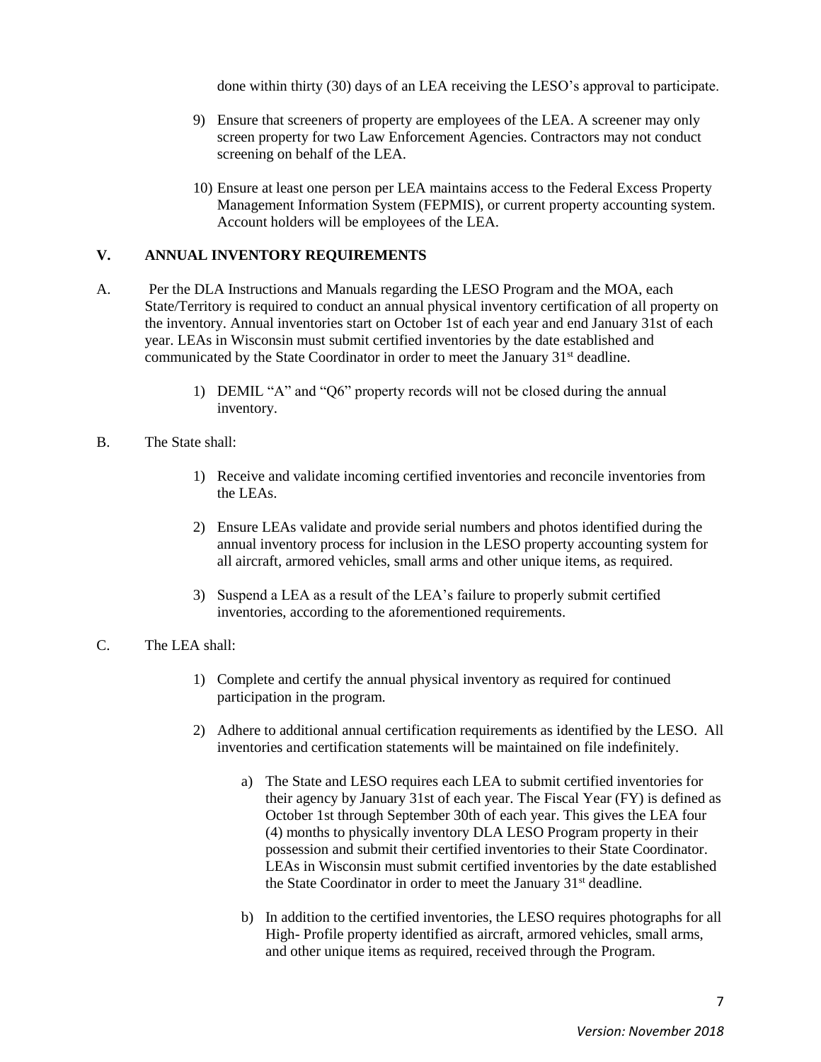done within thirty (30) days of an LEA receiving the LESO's approval to participate.

9) Ensure that screeners of property are employees of the LEA. A screener may only screen property for two Law Enforcement Agencies. Contractors may not conduct screening on behalf of the LEA.

10) Ensure at least one person per LEA maintains access to the Federal Excess Property Management Information System (FEPMIS), or current property accounting system. Account holders will be employees of the LEA.

## V. ANNUAL INVENTORY REQUIREMENTS

A. Per the DLA Instructions and Manuals regarding the LESO Program and the MOA, each State/Territory is required to conduct an annual physical inventory certification of all property on the inventory. Annual inventories start on October 1st of each year and end January 31st of each year. LEAs in Wisconsin must submit certified inventories by the date established and communicated by the State Coordinator in order to meet the January 31st deadline.

1) DEMIL "A" and "Q6" property records will not be closed during the annual inventory.

B. The State shall:

1) Receive and validate incoming certified inventories and reconcile inventories from the LEAs.

2) Ensure LEAs validate and provide serial numbers and photos identified during the annual inventory process for inclusion in the LESO property accounting system for all aircraft, armored vehicles, small arms and other unique items, as required.

3) Suspend a LEA as a result of the LEA's failure to properly submit certified inventories, according to the aforementioned requirements.

C. The LEA shall:

1) Complete and certify the annual physical inventory as required for continued participation in the program.

2) Adhere to additional annual certification requirements as identified by the LESO. All inventories and certification statements will be maintained on file indefinitely.

   a) The State and LESO requires each LEA to submit certified inventories for their agency by January 31st of each year. The Fiscal Year (FY) is defined as October 1st through September 30th of each year. This gives the LEA four (4) months to physically inventory DLA LESO Program property in their possession and submit their certified inventories to their State Coordinator. LEAs in Wisconsin must submit certified inventories by the date established the State Coordinator in order to meet the January 31st deadline.

   b) In addition to the certified inventories, the LESO requires photographs for all High- Profile property identified as aircraft, armored vehicles, small arms, and other unique items as required, received through the Program.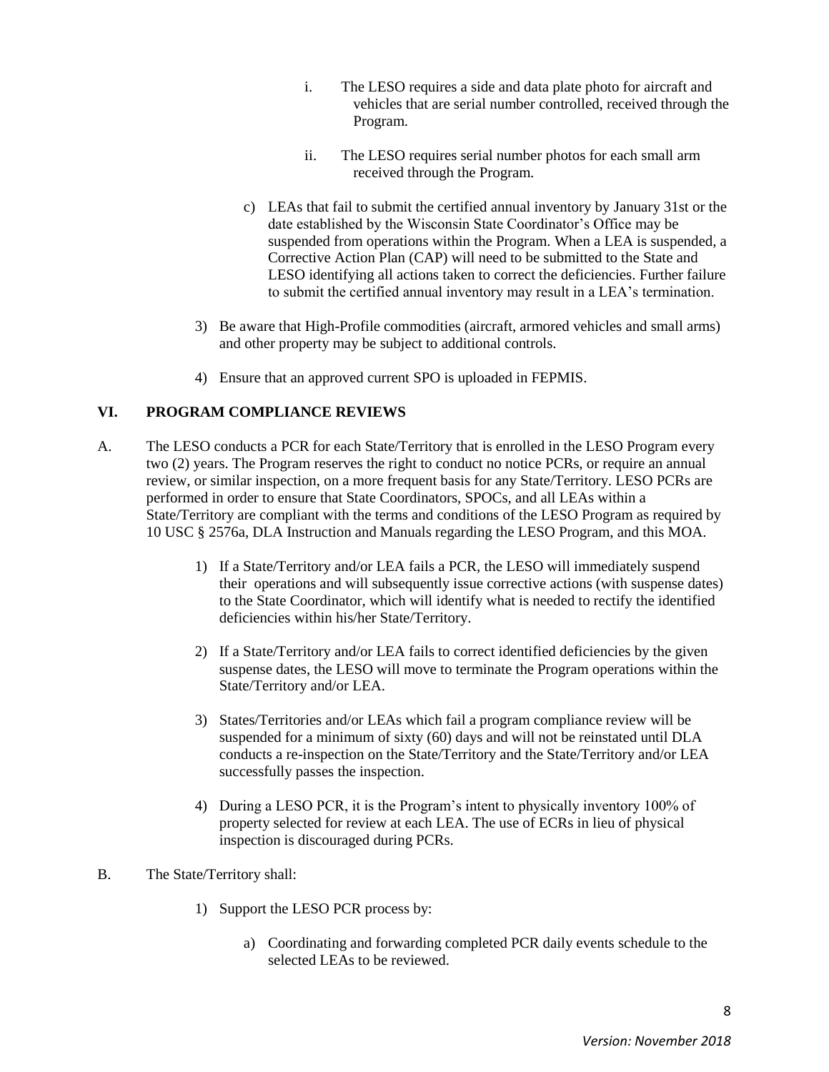i. The LESO requires a side and data plate photo for aircraft and vehicles that are serial number controlled, received through the Program.

ii. The LESO requires serial number photos for each small arm received through the Program.

c) LEAs that fail to submit the certified annual inventory by January 31st or the date established by the Wisconsin State Coordinator's Office may be suspended from operations within the Program. When a LEA is suspended, a Corrective Action Plan (CAP) will need to be submitted to the State and LESO identifying all actions taken to correct the deficiencies. Further failure to submit the certified annual inventory may result in a LEA's termination.

3) Be aware that High-Profile commodities (aircraft, armored vehicles and small arms) and other property may be subject to additional controls.

4) Ensure that an approved current SPO is uploaded in FEPMIS.

## VI. PROGRAM COMPLIANCE REVIEWS

A. The LESO conducts a PCR for each State/Territory that is enrolled in the LESO Program every two (2) years. The Program reserves the right to conduct no notice PCRs, or require an annual review, or similar inspection, on a more frequent basis for any State/Territory. LESO PCRs are performed in order to ensure that State Coordinators, SPOCs, and all LEAs within a State/Territory are compliant with the terms and conditions of the LESO Program as required by 10 USC § 2576a, DLA Instruction and Manuals regarding the LESO Program, and this MOA.

1) If a State/Territory and/or LEA fails a PCR, the LESO will immediately suspend their operations and will subsequently issue corrective actions (with suspense dates) to the State Coordinator, which will identify what is needed to rectify the identified deficiencies within his/her State/Territory.

2) If a State/Territory and/or LEA fails to correct identified deficiencies by the given suspense dates, the LESO will move to terminate the Program operations within the State/Territory and/or LEA.

3) States/Territories and/or LEAs which fail a program compliance review will be suspended for a minimum of sixty (60) days and will not be reinstated until DLA conducts a re-inspection on the State/Territory and the State/Territory and/or LEA successfully passes the inspection.

4) During a LESO PCR, it is the Program's intent to physically inventory 100% of property selected for review at each LEA. The use of ECRs in lieu of physical inspection is discouraged during PCRs.

B. The State/Territory shall:

1) Support the LESO PCR process by:

a) Coordinating and forwarding completed PCR daily events schedule to the selected LEAs to be reviewed.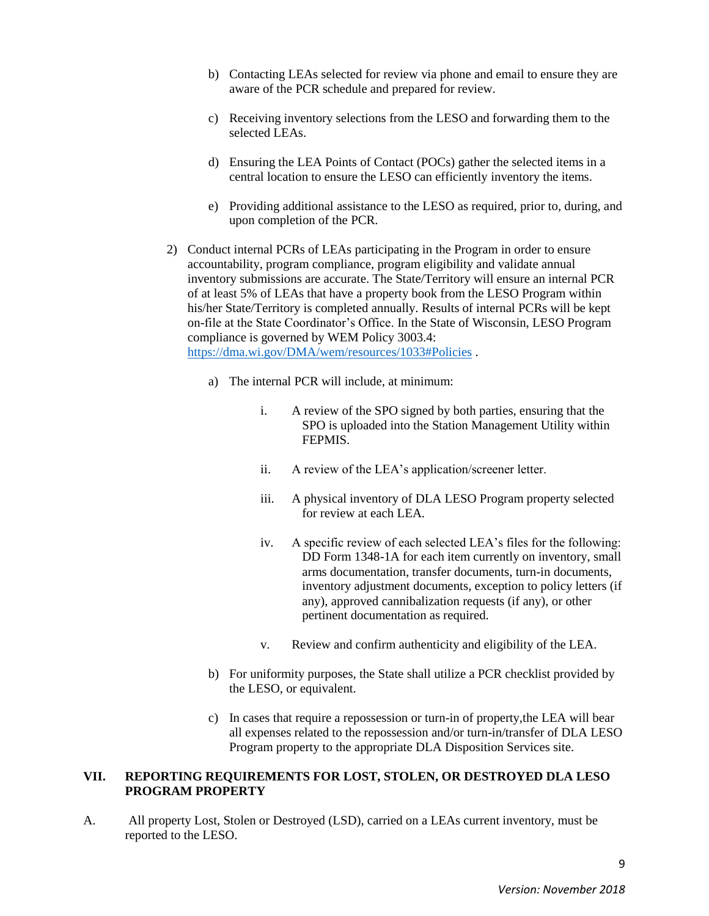b) Contacting LEAs selected for review via phone and email to ensure they are aware of the PCR schedule and prepared for review.

c) Receiving inventory selections from the LESO and forwarding them to the selected LEAs.

d) Ensuring the LEA Points of Contact (POCs) gather the selected items in a central location to ensure the LESO can efficiently inventory the items.

e) Providing additional assistance to the LESO as required, prior to, during, and upon completion of the PCR.

2) Conduct internal PCRs of LEAs participating in the Program in order to ensure accountability, program compliance, program eligibility and validate annual inventory submissions are accurate. The State/Territory will ensure an internal PCR of at least 5% of LEAs that have a property book from the LESO Program within his/her State/Territory is completed annually. Results of internal PCRs will be kept on-file at the State Coordinator's Office. In the State of Wisconsin, LESO Program compliance is governed by WEM Policy 3003.4: https://dma.wi.gov/DMA/wem/resources/1033#Policies .

   a) The internal PCR will include, at minimum:

      i. A review of the SPO signed by both parties, ensuring that the SPO is uploaded into the Station Management Utility within FEPMIS.

      ii. A review of the LEA's application/screener letter.

      iii. A physical inventory of DLA LESO Program property selected for review at each LEA.

      iv. A specific review of each selected LEA's files for the following: DD Form 1348-1A for each item currently on inventory, small arms documentation, transfer documents, turn-in documents, inventory adjustment documents, exception to policy letters (if any), approved cannibalization requests (if any), or other pertinent documentation as required.

      v. Review and confirm authenticity and eligibility of the LEA.

   b) For uniformity purposes, the State shall utilize a PCR checklist provided by the LESO, or equivalent.

   c) In cases that require a repossession or turn-in of property,the LEA will bear all expenses related to the repossession and/or turn-in/transfer of DLA LESO Program property to the appropriate DLA Disposition Services site.

## VII. REPORTING REQUIREMENTS FOR LOST, STOLEN, OR DESTROYED DLA LESO PROGRAM PROPERTY

A. All property Lost, Stolen or Destroyed (LSD), carried on a LEAs current inventory, must be reported to the LESO.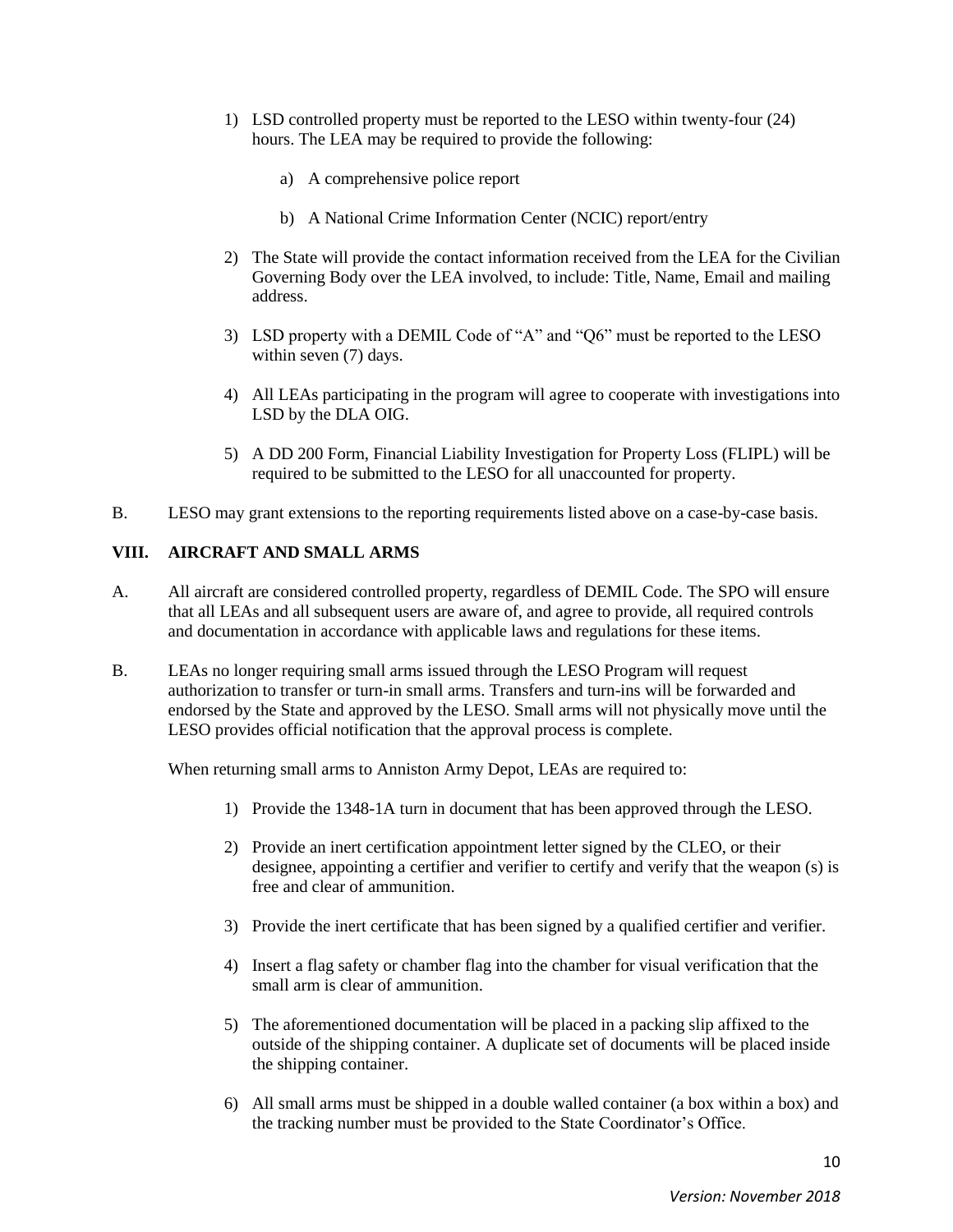1) LSD controlled property must be reported to the LESO within twenty-four (24) hours. The LEA may be required to provide the following:

   a) A comprehensive police report

   b) A National Crime Information Center (NCIC) report/entry

2) The State will provide the contact information received from the LEA for the Civilian Governing Body over the LEA involved, to include: Title, Name, Email and mailing address.

3) LSD property with a DEMIL Code of "A" and "Q6" must be reported to the LESO within seven (7) days.

4) All LEAs participating in the program will agree to cooperate with investigations into LSD by the DLA OIG.

5) A DD 200 Form, Financial Liability Investigation for Property Loss (FLIPL) will be required to be submitted to the LESO for all unaccounted for property.

B. LESO may grant extensions to the reporting requirements listed above on a case-by-case basis.

## VIII. AIRCRAFT AND SMALL ARMS

A. All aircraft are considered controlled property, regardless of DEMIL Code. The SPO will ensure that all LEAs and all subsequent users are aware of, and agree to provide, all required controls and documentation in accordance with applicable laws and regulations for these items.

B. LEAs no longer requiring small arms issued through the LESO Program will request authorization to transfer or turn-in small arms. Transfers and turn-ins will be forwarded and endorsed by the State and approved by the LESO. Small arms will not physically move until the LESO provides official notification that the approval process is complete.

When returning small arms to Anniston Army Depot, LEAs are required to:

1) Provide the 1348-1A turn in document that has been approved through the LESO.

2) Provide an inert certification appointment letter signed by the CLEO, or their designee, appointing a certifier and verifier to certify and verify that the weapon (s) is free and clear of ammunition.

3) Provide the inert certificate that has been signed by a qualified certifier and verifier.

4) Insert a flag safety or chamber flag into the chamber for visual verification that the small arm is clear of ammunition.

5) The aforementioned documentation will be placed in a packing slip affixed to the outside of the shipping container. A duplicate set of documents will be placed inside the shipping container.

6) All small arms must be shipped in a double walled container (a box within a box) and the tracking number must be provided to the State Coordinator's Office.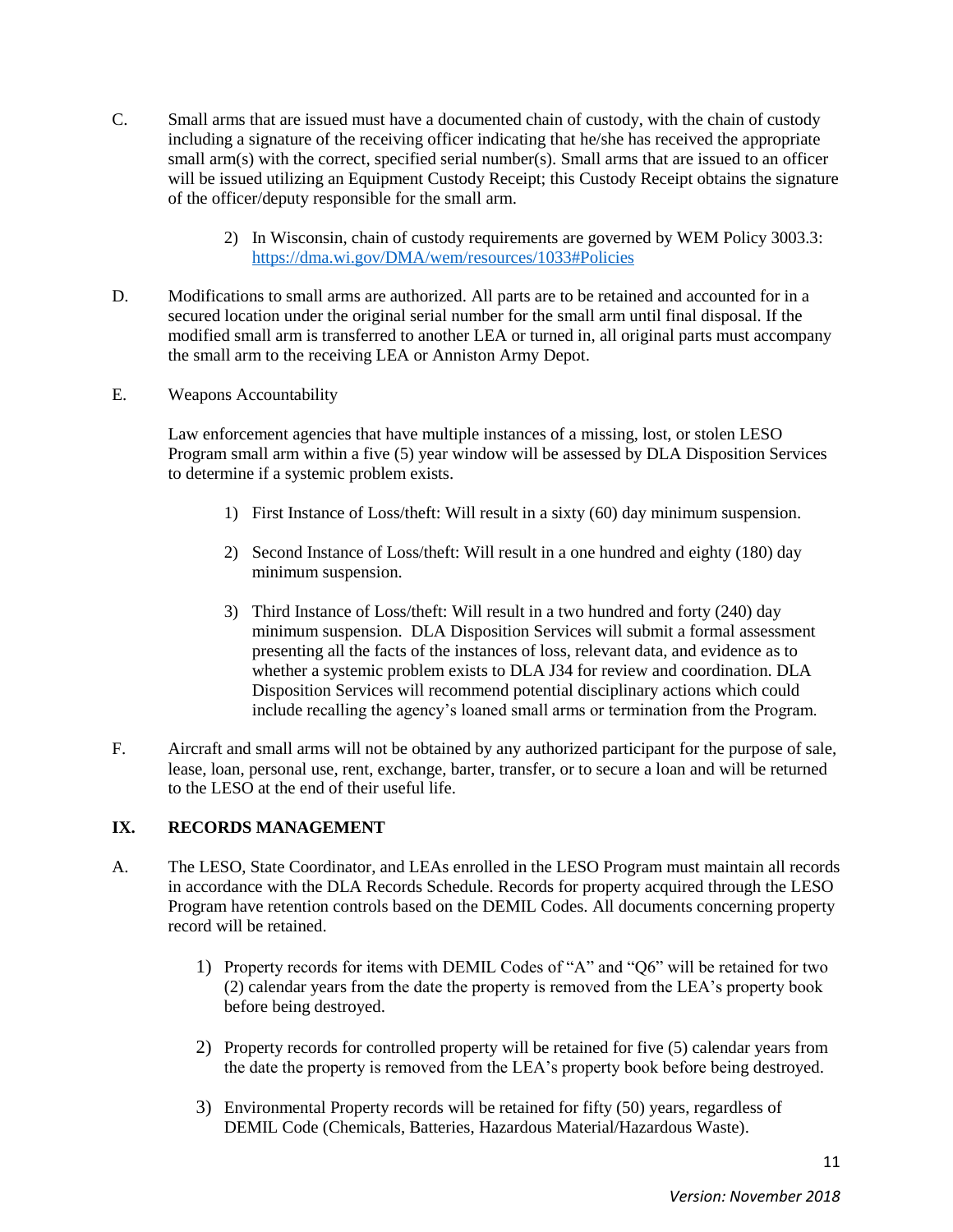C. Small arms that are issued must have a documented chain of custody, with the chain of custody including a signature of the receiving officer indicating that he/she has received the appropriate small arm(s) with the correct, specified serial number(s). Small arms that are issued to an officer will be issued utilizing an Equipment Custody Receipt; this Custody Receipt obtains the signature of the officer/deputy responsible for the small arm.

   2) In Wisconsin, chain of custody requirements are governed by WEM Policy 3003.3: https://dma.wi.gov/DMA/wem/resources/1033#Policies

D. Modifications to small arms are authorized. All parts are to be retained and accounted for in a secured location under the original serial number for the small arm until final disposal. If the modified small arm is transferred to another LEA or turned in, all original parts must accompany the small arm to the receiving LEA or Anniston Army Depot.

E. Weapons Accountability

   Law enforcement agencies that have multiple instances of a missing, lost, or stolen LESO Program small arm within a five (5) year window will be assessed by DLA Disposition Services to determine if a systemic problem exists.

   1) First Instance of Loss/theft: Will result in a sixty (60) day minimum suspension.

   2) Second Instance of Loss/theft: Will result in a one hundred and eighty (180) day minimum suspension.

   3) Third Instance of Loss/theft: Will result in a two hundred and forty (240) day minimum suspension. DLA Disposition Services will submit a formal assessment presenting all the facts of the instances of loss, relevant data, and evidence as to whether a systemic problem exists to DLA J34 for review and coordination. DLA Disposition Services will recommend potential disciplinary actions which could include recalling the agency's loaned small arms or termination from the Program.

F. Aircraft and small arms will not be obtained by any authorized participant for the purpose of sale, lease, loan, personal use, rent, exchange, barter, transfer, or to secure a loan and will be returned to the LESO at the end of their useful life.

## IX. RECORDS MANAGEMENT

A. The LESO, State Coordinator, and LEAs enrolled in the LESO Program must maintain all records in accordance with the DLA Records Schedule. Records for property acquired through the LESO Program have retention controls based on the DEMIL Codes. All documents concerning property record will be retained.

   1) Property records for items with DEMIL Codes of "A" and "Q6" will be retained for two (2) calendar years from the date the property is removed from the LEA's property book before being destroyed.

   2) Property records for controlled property will be retained for five (5) calendar years from the date the property is removed from the LEA's property book before being destroyed.

   3) Environmental Property records will be retained for fifty (50) years, regardless of DEMIL Code (Chemicals, Batteries, Hazardous Material/Hazardous Waste).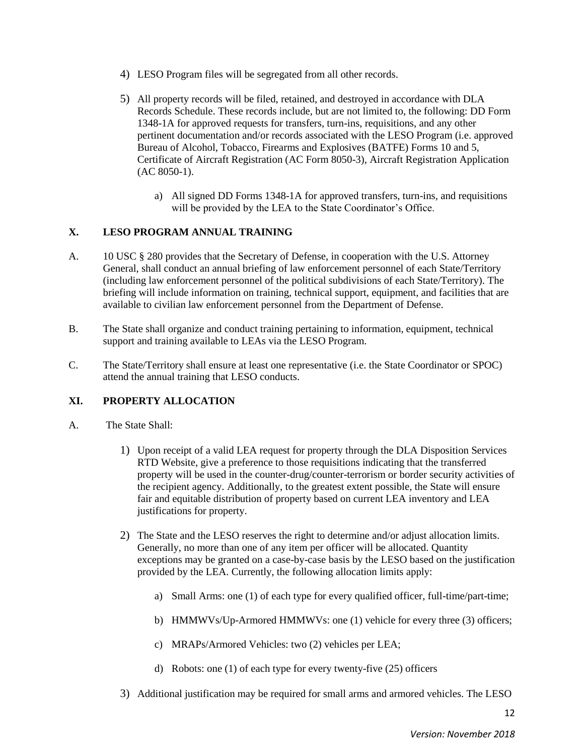4) LESO Program files will be segregated from all other records.

5) All property records will be filed, retained, and destroyed in accordance with DLA Records Schedule. These records include, but are not limited to, the following: DD Form 1348-1A for approved requests for transfers, turn-ins, requisitions, and any other pertinent documentation and/or records associated with the LESO Program (i.e. approved Bureau of Alcohol, Tobacco, Firearms and Explosives (BATFE) Forms 10 and 5, Certificate of Aircraft Registration (AC Form 8050-3), Aircraft Registration Application (AC 8050-1).

   a) All signed DD Forms 1348-1A for approved transfers, turn-ins, and requisitions will be provided by the LEA to the State Coordinator's Office.

## X. LESO PROGRAM ANNUAL TRAINING

A. 10 USC § 280 provides that the Secretary of Defense, in cooperation with the U.S. Attorney General, shall conduct an annual briefing of law enforcement personnel of each State/Territory (including law enforcement personnel of the political subdivisions of each State/Territory). The briefing will include information on training, technical support, equipment, and facilities that are available to civilian law enforcement personnel from the Department of Defense.

B. The State shall organize and conduct training pertaining to information, equipment, technical support and training available to LEAs via the LESO Program.

C. The State/Territory shall ensure at least one representative (i.e. the State Coordinator or SPOC) attend the annual training that LESO conducts.

## XI. PROPERTY ALLOCATION

A. The State Shall:

1) Upon receipt of a valid LEA request for property through the DLA Disposition Services RTD Website, give a preference to those requisitions indicating that the transferred property will be used in the counter-drug/counter-terrorism or border security activities of the recipient agency. Additionally, to the greatest extent possible, the State will ensure fair and equitable distribution of property based on current LEA inventory and LEA justifications for property.

2) The State and the LESO reserves the right to determine and/or adjust allocation limits. Generally, no more than one of any item per officer will be allocated. Quantity exceptions may be granted on a case-by-case basis by the LESO based on the justification provided by the LEA. Currently, the following allocation limits apply:

   a) Small Arms: one (1) of each type for every qualified officer, full-time/part-time;

   b) HMMWVs/Up-Armored HMMWVs: one (1) vehicle for every three (3) officers;

   c) MRAPs/Armored Vehicles: two (2) vehicles per LEA;

   d) Robots: one (1) of each type for every twenty-five (25) officers

3) Additional justification may be required for small arms and armored vehicles. The LESO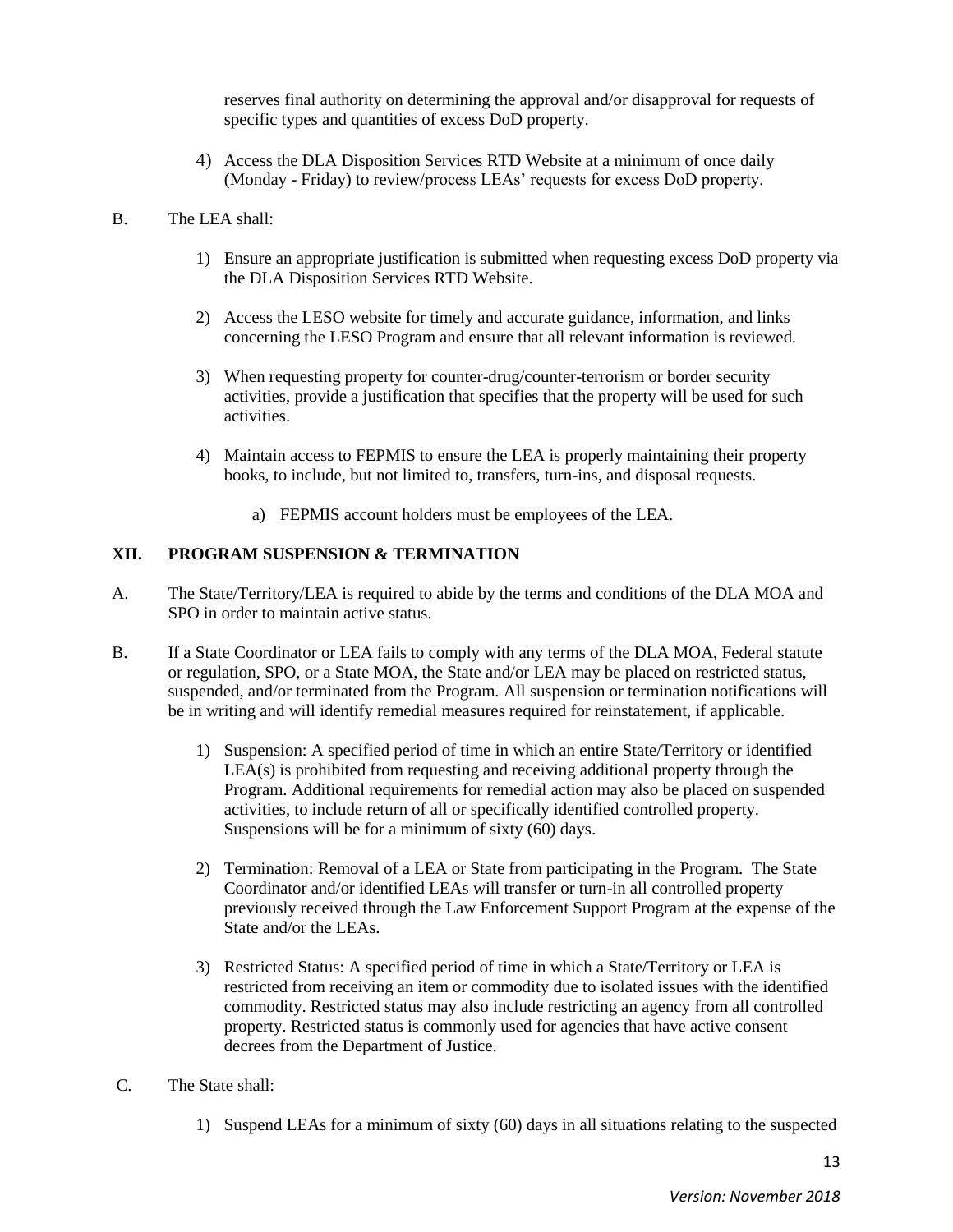reserves final authority on determining the approval and/or disapproval for requests of specific types and quantities of excess DoD property.

4) Access the DLA Disposition Services RTD Website at a minimum of once daily (Monday - Friday) to review/process LEAs' requests for excess DoD property.

B. The LEA shall:

1) Ensure an appropriate justification is submitted when requesting excess DoD property via the DLA Disposition Services RTD Website.

2) Access the LESO website for timely and accurate guidance, information, and links concerning the LESO Program and ensure that all relevant information is reviewed.

3) When requesting property for counter-drug/counter-terrorism or border security activities, provide a justification that specifies that the property will be used for such activities.

4) Maintain access to FEPMIS to ensure the LEA is properly maintaining their property books, to include, but not limited to, transfers, turn-ins, and disposal requests.

    a) FEPMIS account holders must be employees of the LEA.

## XII. PROGRAM SUSPENSION & TERMINATION

A. The State/Territory/LEA is required to abide by the terms and conditions of the DLA MOA and SPO in order to maintain active status.

B. If a State Coordinator or LEA fails to comply with any terms of the DLA MOA, Federal statute or regulation, SPO, or a State MOA, the State and/or LEA may be placed on restricted status, suspended, and/or terminated from the Program. All suspension or termination notifications will be in writing and will identify remedial measures required for reinstatement, if applicable.

1) Suspension: A specified period of time in which an entire State/Territory or identified LEA(s) is prohibited from requesting and receiving additional property through the Program. Additional requirements for remedial action may also be placed on suspended activities, to include return of all or specifically identified controlled property. Suspensions will be for a minimum of sixty (60) days.

2) Termination: Removal of a LEA or State from participating in the Program. The State Coordinator and/or identified LEAs will transfer or turn-in all controlled property previously received through the Law Enforcement Support Program at the expense of the State and/or the LEAs.

3) Restricted Status: A specified period of time in which a State/Territory or LEA is restricted from receiving an item or commodity due to isolated issues with the identified commodity. Restricted status may also include restricting an agency from all controlled property. Restricted status is commonly used for agencies that have active consent decrees from the Department of Justice.

C. The State shall:

1) Suspend LEAs for a minimum of sixty (60) days in all situations relating to the suspected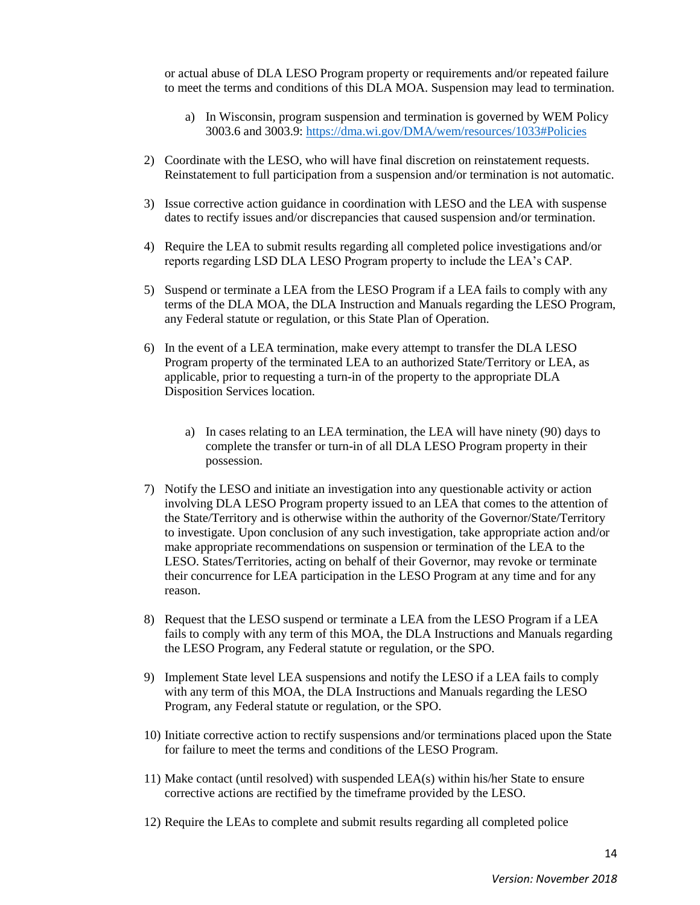or actual abuse of DLA LESO Program property or requirements and/or repeated failure to meet the terms and conditions of this DLA MOA. Suspension may lead to termination.

   a) In Wisconsin, program suspension and termination is governed by WEM Policy 3003.6 and 3003.9: https://dma.wi.gov/DMA/wem/resources/1033#Policies

2) Coordinate with the LESO, who will have final discretion on reinstatement requests. Reinstatement to full participation from a suspension and/or termination is not automatic.

3) Issue corrective action guidance in coordination with LESO and the LEA with suspense dates to rectify issues and/or discrepancies that caused suspension and/or termination.

4) Require the LEA to submit results regarding all completed police investigations and/or reports regarding LSD DLA LESO Program property to include the LEA's CAP.

5) Suspend or terminate a LEA from the LESO Program if a LEA fails to comply with any terms of the DLA MOA, the DLA Instruction and Manuals regarding the LESO Program, any Federal statute or regulation, or this State Plan of Operation.

6) In the event of a LEA termination, make every attempt to transfer the DLA LESO Program property of the terminated LEA to an authorized State/Territory or LEA, as applicable, prior to requesting a turn-in of the property to the appropriate DLA Disposition Services location.

   a) In cases relating to an LEA termination, the LEA will have ninety (90) days to complete the transfer or turn-in of all DLA LESO Program property in their possession.

7) Notify the LESO and initiate an investigation into any questionable activity or action involving DLA LESO Program property issued to an LEA that comes to the attention of the State/Territory and is otherwise within the authority of the Governor/State/Territory to investigate. Upon conclusion of any such investigation, take appropriate action and/or make appropriate recommendations on suspension or termination of the LEA to the LESO. States/Territories, acting on behalf of their Governor, may revoke or terminate their concurrence for LEA participation in the LESO Program at any time and for any reason.

8) Request that the LESO suspend or terminate a LEA from the LESO Program if a LEA fails to comply with any term of this MOA, the DLA Instructions and Manuals regarding the LESO Program, any Federal statute or regulation, or the SPO.

9) Implement State level LEA suspensions and notify the LESO if a LEA fails to comply with any term of this MOA, the DLA Instructions and Manuals regarding the LESO Program, any Federal statute or regulation, or the SPO.

10) Initiate corrective action to rectify suspensions and/or terminations placed upon the State for failure to meet the terms and conditions of the LESO Program.

11) Make contact (until resolved) with suspended LEA(s) within his/her State to ensure corrective actions are rectified by the timeframe provided by the LESO.

12) Require the LEAs to complete and submit results regarding all completed police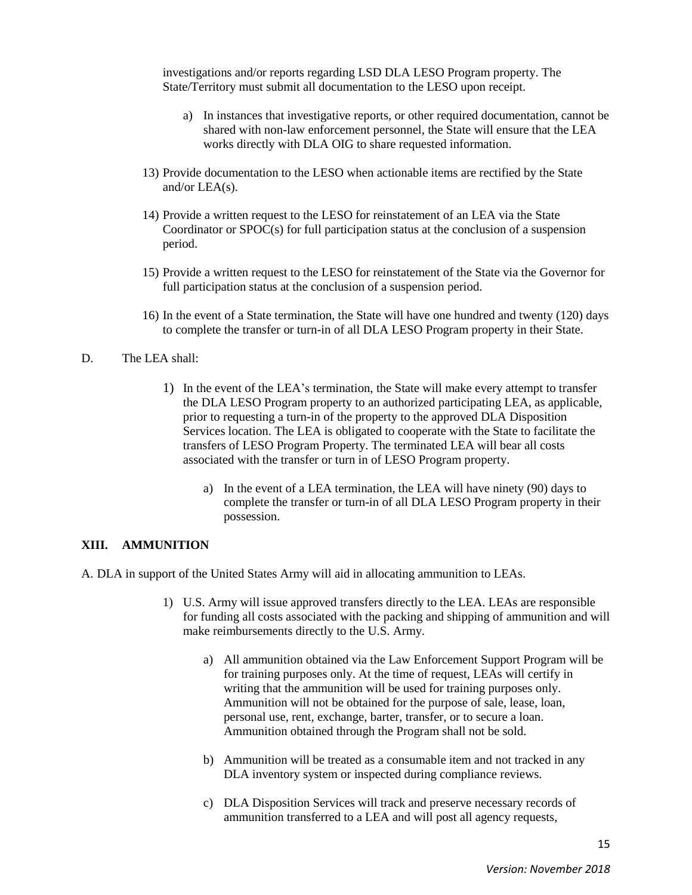investigations and/or reports regarding LSD DLA LESO Program property. The State/Territory must submit all documentation to the LESO upon receipt.

a) In instances that investigative reports, or other required documentation, cannot be shared with non-law enforcement personnel, the State will ensure that the LEA works directly with DLA OIG to share requested information.

13) Provide documentation to the LESO when actionable items are rectified by the State and/or LEA(s).

14) Provide a written request to the LESO for reinstatement of an LEA via the State Coordinator or SPOC(s) for full participation status at the conclusion of a suspension period.

15) Provide a written request to the LESO for reinstatement of the State via the Governor for full participation status at the conclusion of a suspension period.

16) In the event of a State termination, the State will have one hundred and twenty (120) days to complete the transfer or turn-in of all DLA LESO Program property in their State.

D. The LEA shall:

1) In the event of the LEA's termination, the State will make every attempt to transfer the DLA LESO Program property to an authorized participating LEA, as applicable, prior to requesting a turn-in of the property to the approved DLA Disposition Services location. The LEA is obligated to cooperate with the State to facilitate the transfers of LESO Program Property. The terminated LEA will bear all costs associated with the transfer or turn in of LESO Program property.

   a) In the event of a LEA termination, the LEA will have ninety (90) days to complete the transfer or turn-in of all DLA LESO Program property in their possession.

## XIII. AMMUNITION

A. DLA in support of the United States Army will aid in allocating ammunition to LEAs.

1) U.S. Army will issue approved transfers directly to the LEA. LEAs are responsible for funding all costs associated with the packing and shipping of ammunition and will make reimbursements directly to the U.S. Army.

   a) All ammunition obtained via the Law Enforcement Support Program will be for training purposes only. At the time of request, LEAs will certify in writing that the ammunition will be used for training purposes only. Ammunition will not be obtained for the purpose of sale, lease, loan, personal use, rent, exchange, barter, transfer, or to secure a loan. Ammunition obtained through the Program shall not be sold.

   b) Ammunition will be treated as a consumable item and not tracked in any DLA inventory system or inspected during compliance reviews.

   c) DLA Disposition Services will track and preserve necessary records of ammunition transferred to a LEA and will post all agency requests,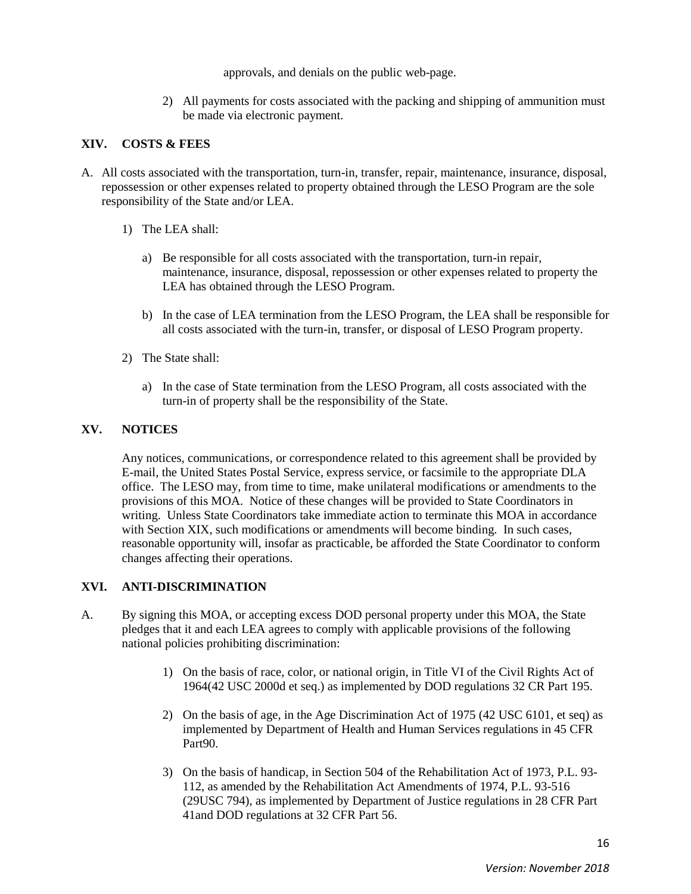approvals, and denials on the public web-page.

2) All payments for costs associated with the packing and shipping of ammunition must be made via electronic payment.

## XIV. COSTS & FEES

A. All costs associated with the transportation, turn-in, transfer, repair, maintenance, insurance, disposal, repossession or other expenses related to property obtained through the LESO Program are the sole responsibility of the State and/or LEA.

1) The LEA shall:

a) Be responsible for all costs associated with the transportation, turn-in repair, maintenance, insurance, disposal, repossession or other expenses related to property the LEA has obtained through the LESO Program.

b) In the case of LEA termination from the LESO Program, the LEA shall be responsible for all costs associated with the turn-in, transfer, or disposal of LESO Program property.

2) The State shall:

a) In the case of State termination from the LESO Program, all costs associated with the turn-in of property shall be the responsibility of the State.

## XV. NOTICES

Any notices, communications, or correspondence related to this agreement shall be provided by E-mail, the United States Postal Service, express service, or facsimile to the appropriate DLA office. The LESO may, from time to time, make unilateral modifications or amendments to the provisions of this MOA. Notice of these changes will be provided to State Coordinators in writing. Unless State Coordinators take immediate action to terminate this MOA in accordance with Section XIX, such modifications or amendments will become binding. In such cases, reasonable opportunity will, insofar as practicable, be afforded the State Coordinator to conform changes affecting their operations.

## XVI. ANTI-DISCRIMINATION

A. By signing this MOA, or accepting excess DOD personal property under this MOA, the State pledges that it and each LEA agrees to comply with applicable provisions of the following national policies prohibiting discrimination:

1) On the basis of race, color, or national origin, in Title VI of the Civil Rights Act of 1964(42 USC 2000d et seq.) as implemented by DOD regulations 32 CR Part 195.

2) On the basis of age, in the Age Discrimination Act of 1975 (42 USC 6101, et seq) as implemented by Department of Health and Human Services regulations in 45 CFR Part90.

3) On the basis of handicap, in Section 504 of the Rehabilitation Act of 1973, P.L. 93-112, as amended by the Rehabilitation Act Amendments of 1974, P.L. 93-516 (29USC 794), as implemented by Department of Justice regulations in 28 CFR Part 41and DOD regulations at 32 CFR Part 56.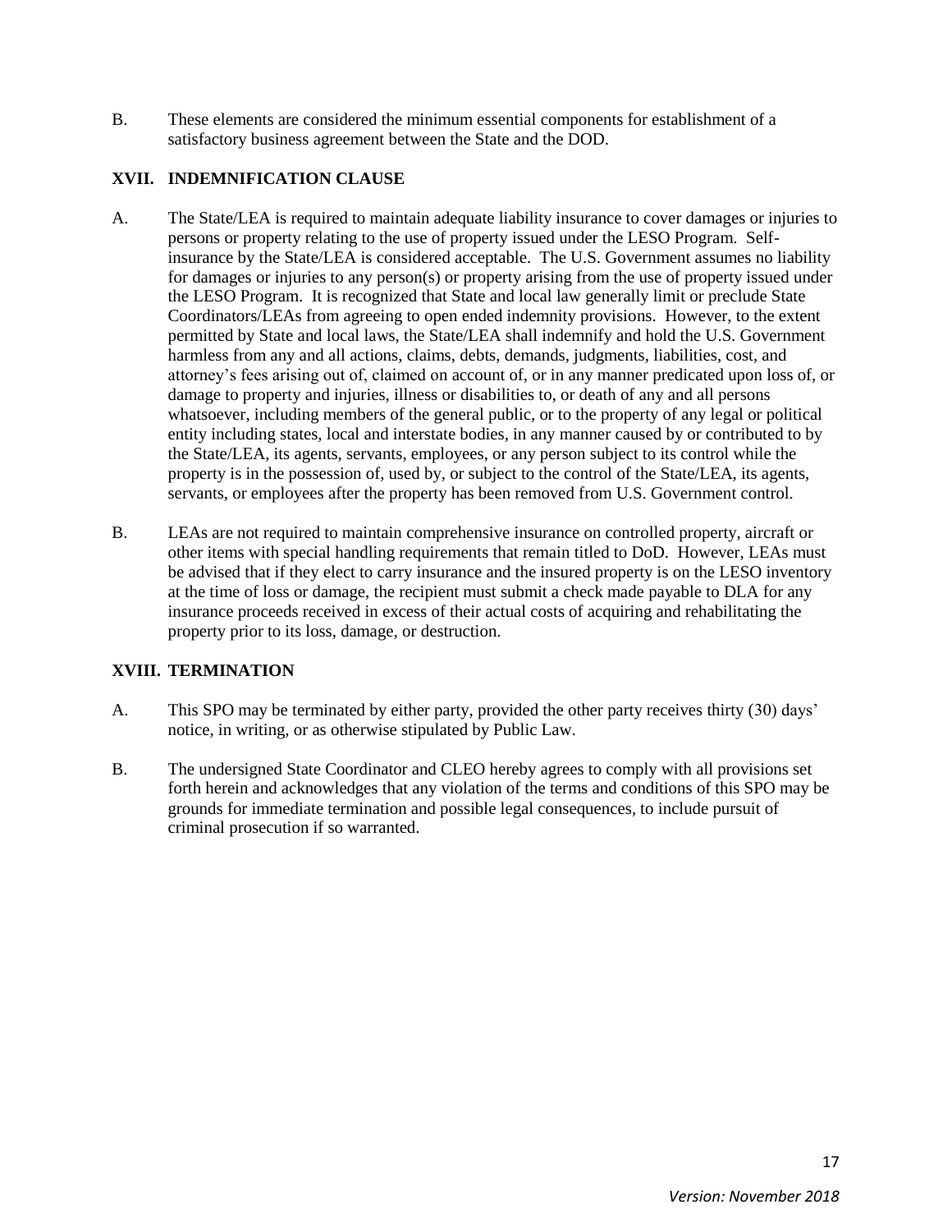B. These elements are considered the minimum essential components for establishment of a satisfactory business agreement between the State and the DOD.

## XVII. INDEMNIFICATION CLAUSE

A. The State/LEA is required to maintain adequate liability insurance to cover damages or injuries to persons or property relating to the use of property issued under the LESO Program. Self-insurance by the State/LEA is considered acceptable. The U.S. Government assumes no liability for damages or injuries to any person(s) or property arising from the use of property issued under the LESO Program. It is recognized that State and local law generally limit or preclude State Coordinators/LEAs from agreeing to open ended indemnity provisions. However, to the extent permitted by State and local laws, the State/LEA shall indemnify and hold the U.S. Government harmless from any and all actions, claims, debts, demands, judgments, liabilities, cost, and attorney's fees arising out of, claimed on account of, or in any manner predicated upon loss of, or damage to property and injuries, illness or disabilities to, or death of any and all persons whatsoever, including members of the general public, or to the property of any legal or political entity including states, local and interstate bodies, in any manner caused by or contributed to by the State/LEA, its agents, servants, employees, or any person subject to its control while the property is in the possession of, used by, or subject to the control of the State/LEA, its agents, servants, or employees after the property has been removed from U.S. Government control.

B. LEAs are not required to maintain comprehensive insurance on controlled property, aircraft or other items with special handling requirements that remain titled to DoD. However, LEAs must be advised that if they elect to carry insurance and the insured property is on the LESO inventory at the time of loss or damage, the recipient must submit a check made payable to DLA for any insurance proceeds received in excess of their actual costs of acquiring and rehabilitating the property prior to its loss, damage, or destruction.

## XVIII. TERMINATION

A. This SPO may be terminated by either party, provided the other party receives thirty (30) days' notice, in writing, or as otherwise stipulated by Public Law.

B. The undersigned State Coordinator and CLEO hereby agrees to comply with all provisions set forth herein and acknowledges that any violation of the terms and conditions of this SPO may be grounds for immediate termination and possible legal consequences, to include pursuit of criminal prosecution if so warranted.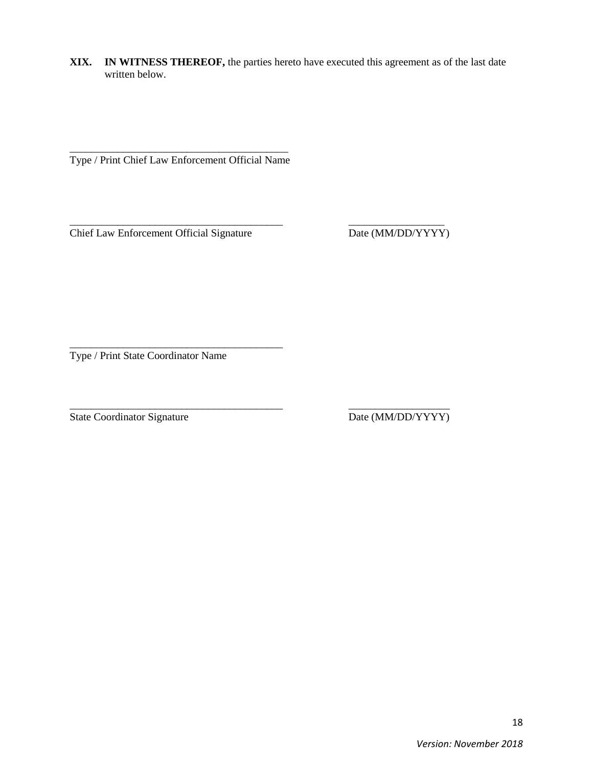**XIX. IN WITNESS THEREOF,** the parties hereto have executed this agreement as of the last date written below.

\_\_\_\_\_\_\_\_\_\_\_\_\_\_\_\_\_\_\_\_\_\_\_\_\_\_\_\_\_\_\_\_\_\_\_\_\_\_\_\_\_

Type / Print Chief Law Enforcement Official Name

\_\_\_\_\_\_\_\_\_\_\_\_\_\_\_\_\_\_\_\_\_\_\_\_\_\_\_\_\_\_\_\_\_\_\_\_\_\_\_\_\_ \_\_\_\_\_\_\_\_\_\_\_\_\_\_\_\_\_\_

Chief Law Enforcement Official Signature Date (MM/DD/YYYY)

\_\_\_\_\_\_\_\_\_\_\_\_\_\_\_\_\_\_\_\_\_\_\_\_\_\_\_\_\_\_\_\_\_\_\_\_\_\_\_\_\_

Type / Print State Coordinator Name

\_\_\_\_\_\_\_\_\_\_\_\_\_\_\_\_\_\_\_\_\_\_\_\_\_\_\_\_\_\_\_\_\_\_\_\_\_\_\_\_\_ \_\_\_\_\_\_\_\_\_\_\_\_\_\_\_\_\_\_

State Coordinator Signature Date (MM/DD/YYYY)

*Version: November 2018*